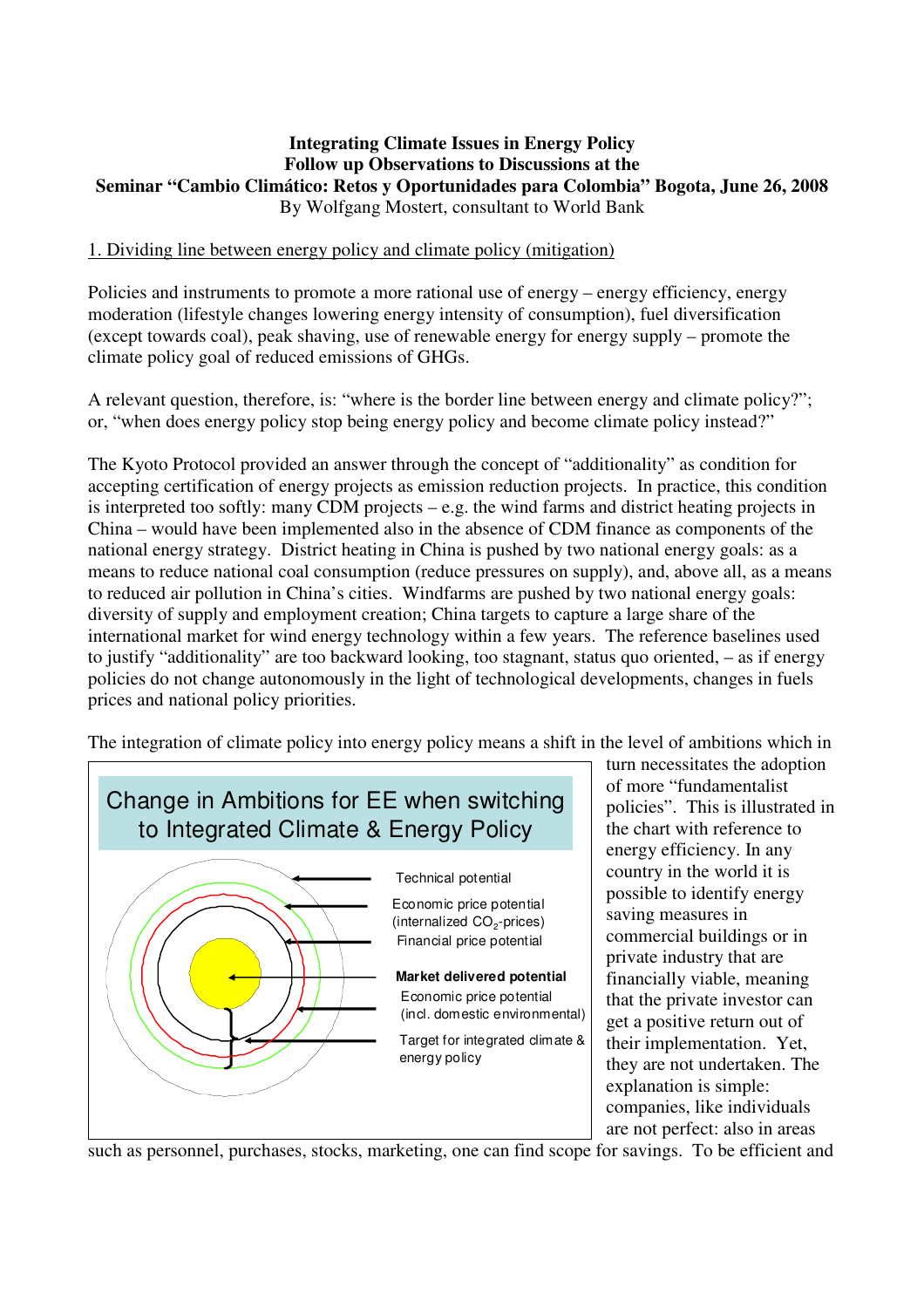**Integrating Climate Issues in Energy Policy**
**Follow up Observations to Discussions at the**
**Seminar "Cambio Climático: Retos y Oportunidades para Colombia" Bogota, June 26, 2008**
By Wolfgang Mostert, consultant to World Bank

## 1. Dividing line between energy policy and climate policy (mitigation)

Policies and instruments to promote a more rational use of energy – energy efficiency, energy moderation (lifestyle changes lowering energy intensity of consumption), fuel diversification (except towards coal), peak shaving, use of renewable energy for energy supply – promote the climate policy goal of reduced emissions of GHGs.

A relevant question, therefore, is: "where is the border line between energy and climate policy?"; or, "when does energy policy stop being energy policy and become climate policy instead?"

The Kyoto Protocol provided an answer through the concept of "additionality" as condition for accepting certification of energy projects as emission reduction projects. In practice, this condition is interpreted too softly: many CDM projects – e.g. the wind farms and district heating projects in China – would have been implemented also in the absence of CDM finance as components of the national energy strategy. District heating in China is pushed by two national energy goals: as a means to reduce national coal consumption (reduce pressures on supply), and, above all, as a means to reduced air pollution in China's cities. Windfarms are pushed by two national energy goals: diversity of supply and employment creation; China targets to capture a large share of the international market for wind energy technology within a few years. The reference baselines used to justify "additionality" are too backward looking, too stagnant, status quo oriented, – as if energy policies do not change autonomously in the light of technological developments, changes in fuels prices and national policy priorities.

The integration of climate policy into energy policy means a shift in the level of ambitions which in turn necessitates the adoption of more "fundamentalist policies". This is illustrated in the chart with reference to energy efficiency. In any country in the world it is possible to identify energy saving measures in commercial buildings or in private industry that are financially viable, meaning that the private investor can get a positive return out of their implementation. Yet, they are not undertaken. The explanation is simple: companies, like individuals are not perfect: also in areas

**Change in Ambitions for EE when switching to Integrated Climate & Energy Policy**

- Technical potential
- Economic price potential (internalized $CO_2$-prices)
- Financial price potential
- **Market delivered potential**
- Economic price potential (incl. domestic environmental)
- Target for integrated climate & energy policy

such as personnel, purchases, stocks, marketing, one can find scope for savings. To be efficient and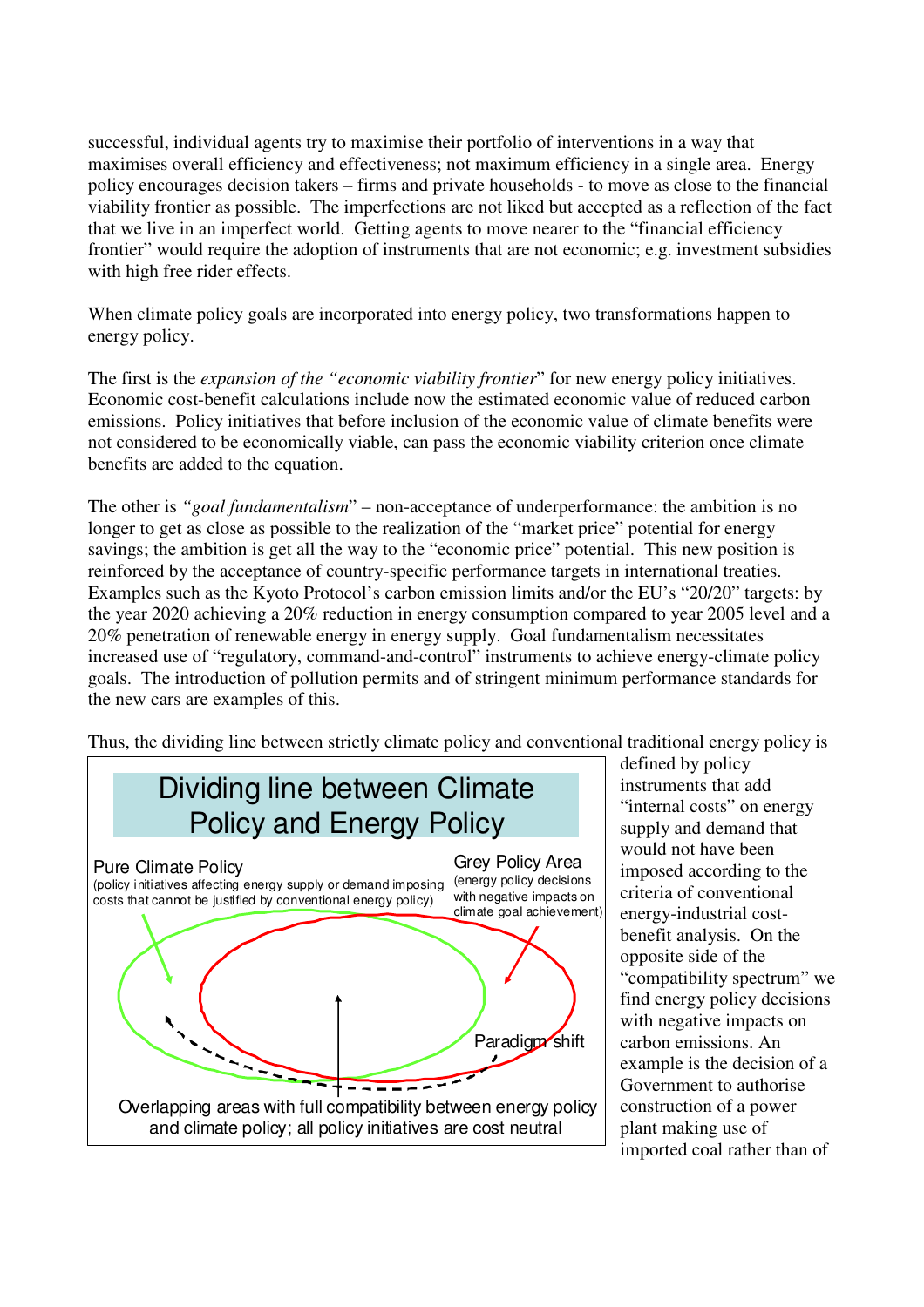successful, individual agents try to maximise their portfolio of interventions in a way that maximises overall efficiency and effectiveness; not maximum efficiency in a single area. Energy policy encourages decision takers – firms and private households - to move as close to the financial viability frontier as possible. The imperfections are not liked but accepted as a reflection of the fact that we live in an imperfect world. Getting agents to move nearer to the "financial efficiency frontier" would require the adoption of instruments that are not economic; e.g. investment subsidies with high free rider effects.

When climate policy goals are incorporated into energy policy, two transformations happen to energy policy.

The first is the *expansion of the "economic viability frontier*" for new energy policy initiatives. Economic cost-benefit calculations include now the estimated economic value of reduced carbon emissions. Policy initiatives that before inclusion of the economic value of climate benefits were not considered to be economically viable, can pass the economic viability criterion once climate benefits are added to the equation.

The other is *"goal fundamentalism*" – non-acceptance of underperformance: the ambition is no longer to get as close as possible to the realization of the "market price" potential for energy savings; the ambition is get all the way to the "economic price" potential. This new position is reinforced by the acceptance of country-specific performance targets in international treaties. Examples such as the Kyoto Protocol's carbon emission limits and/or the EU's "20/20" targets: by the year 2020 achieving a 20% reduction in energy consumption compared to year 2005 level and a 20% penetration of renewable energy in energy supply. Goal fundamentalism necessitates increased use of "regulatory, command-and-control" instruments to achieve energy-climate policy goals. The introduction of pollution permits and of stringent minimum performance standards for the new cars are examples of this.

Thus, the dividing line between strictly climate policy and conventional traditional energy policy is defined by policy instruments that add "internal costs" on energy supply and demand that would not have been imposed according to the criteria of conventional energy-industrial cost-benefit analysis. On the opposite side of the "compatibility spectrum" we find energy policy decisions with negative impacts on carbon emissions. An example is the decision of a Government to authorise construction of a power plant making use of imported coal rather than of

**Dividing line between Climate Policy and Energy Policy**

Pure Climate Policy (policy initiatives affecting energy supply or demand imposing costs that cannot be justified by conventional energy policy)

Grey Policy Area (energy policy decisions with negative impacts on climate goal achievement)

Paradigm shift

Overlapping areas with full compatibility between energy policy and climate policy; all policy initiatives are cost neutral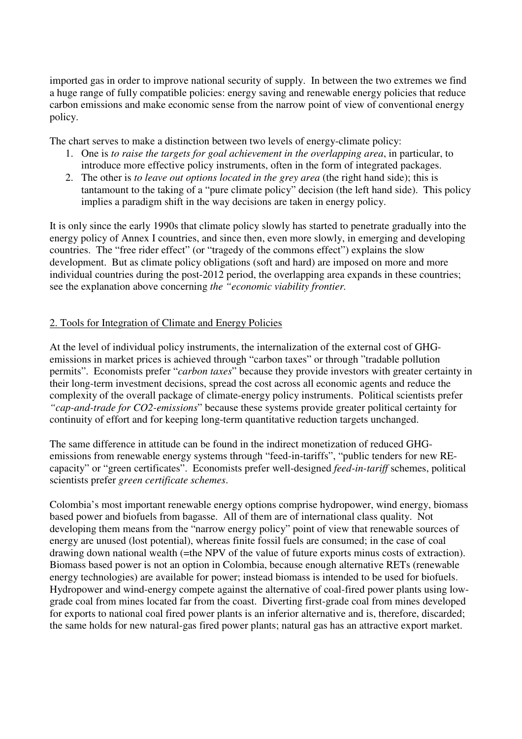imported gas in order to improve national security of supply. In between the two extremes we find a huge range of fully compatible policies: energy saving and renewable energy policies that reduce carbon emissions and make economic sense from the narrow point of view of conventional energy policy.

The chart serves to make a distinction between two levels of energy-climate policy:

1. One is *to raise the targets for goal achievement in the overlapping area*, in particular, to introduce more effective policy instruments, often in the form of integrated packages.
2. The other is *to leave out options located in the grey area* (the right hand side); this is tantamount to the taking of a "pure climate policy" decision (the left hand side). This policy implies a paradigm shift in the way decisions are taken in energy policy.

It is only since the early 1990s that climate policy slowly has started to penetrate gradually into the energy policy of Annex I countries, and since then, even more slowly, in emerging and developing countries. The "free rider effect" (or "tragedy of the commons effect") explains the slow development. But as climate policy obligations (soft and hard) are imposed on more and more individual countries during the post-2012 period, the overlapping area expands in these countries; see the explanation above concerning *the "economic viability frontier.*

## 2. Tools for Integration of Climate and Energy Policies

At the level of individual policy instruments, the internalization of the external cost of GHG-emissions in market prices is achieved through "carbon taxes" or through "tradable pollution permits". Economists prefer "*carbon taxes*" because they provide investors with greater certainty in their long-term investment decisions, spread the cost across all economic agents and reduce the complexity of the overall package of climate-energy policy instruments. Political scientists prefer *"cap-and-trade for CO2-emissions*" because these systems provide greater political certainty for continuity of effort and for keeping long-term quantitative reduction targets unchanged.

The same difference in attitude can be found in the indirect monetization of reduced GHG-emissions from renewable energy systems through "feed-in-tariffs", "public tenders for new RE-capacity" or "green certificates". Economists prefer well-designed *feed-in-tariff* schemes, political scientists prefer *green certificate schemes*.

Colombia's most important renewable energy options comprise hydropower, wind energy, biomass based power and biofuels from bagasse. All of them are of international class quality. Not developing them means from the "narrow energy policy" point of view that renewable sources of energy are unused (lost potential), whereas finite fossil fuels are consumed; in the case of coal drawing down national wealth (=the NPV of the value of future exports minus costs of extraction). Biomass based power is not an option in Colombia, because enough alternative RETs (renewable energy technologies) are available for power; instead biomass is intended to be used for biofuels. Hydropower and wind-energy compete against the alternative of coal-fired power plants using low-grade coal from mines located far from the coast. Diverting first-grade coal from mines developed for exports to national coal fired power plants is an inferior alternative and is, therefore, discarded; the same holds for new natural-gas fired power plants; natural gas has an attractive export market.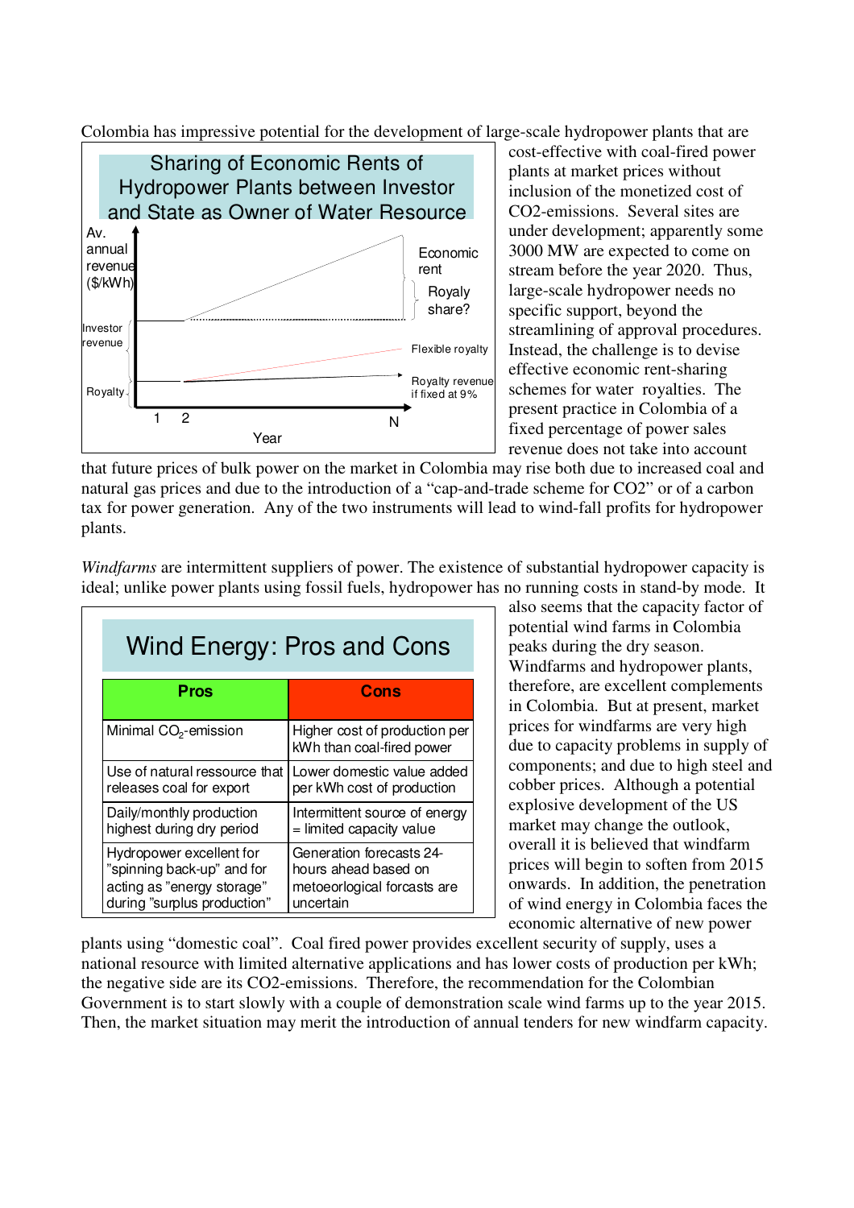Colombia has impressive potential for the development of large-scale hydropower plants that are cost-effective with coal-fired power plants at market prices without inclusion of the monetized cost of CO2-emissions. Several sites are under development; apparently some 3000 MW are expected to come on stream before the year 2020. Thus, large-scale hydropower needs no specific support, beyond the streamlining of approval procedures. Instead, the challenge is to devise effective economic rent-sharing schemes for water royalties. The present practice in Colombia of a fixed percentage of power sales revenue does not take into account that future prices of bulk power on the market in Colombia may rise both due to increased coal and natural gas prices and due to the introduction of a "cap-and-trade scheme for CO2" or of a carbon tax for power generation. Any of the two instruments will lead to wind-fall profits for hydropower plants.

**Sharing of Economic Rents of Hydropower Plants between Investor and State as Owner of Water Resource**

Av. annual revenue ($/kWh)

Investor revenue

Royalty

Economic rent

Royaly share?

Flexible royalty

Royalty revenue if fixed at 9%

1 2 N

Year

*Windfarms* are intermittent suppliers of power. The existence of substantial hydropower capacity is ideal; unlike power plants using fossil fuels, hydropower has no running costs in stand-by mode. It also seems that the capacity factor of potential wind farms in Colombia peaks during the dry season. Windfarms and hydropower plants, therefore, are excellent complements in Colombia. But at present, market prices for windfarms are very high due to capacity problems in supply of components; and due to high steel and cobber prices. Although a potential explosive development of the US market may change the outlook, overall it is believed that windfarm prices will begin to soften from 2015 onwards. In addition, the penetration of wind energy in Colombia faces the economic alternative of new power plants using "domestic coal". Coal fired power provides excellent security of supply, uses a national resource with limited alternative applications and has lower costs of production per kWh; the negative side are its CO2-emissions. Therefore, the recommendation for the Colombian Government is to start slowly with a couple of demonstration scale wind farms up to the year 2015. Then, the market situation may merit the introduction of annual tenders for new windfarm capacity.

**Wind Energy: Pros and Cons**

| Pros | Cons |
|---|---|
| Minimal $CO_2$-emission | Higher cost of production per kWh than coal-fired power |
| Use of natural ressource that releases coal for export | Lower domestic value added per kWh cost of production |
| Daily/monthly production highest during dry period | Intermittent source of energy = limited capacity value |
| Hydropower excellent for "spinning back-up" and for acting as "energy storage" during "surplus production" | Generation forecasts 24-hours ahead based on meteoeorlogical forcasts are uncertain |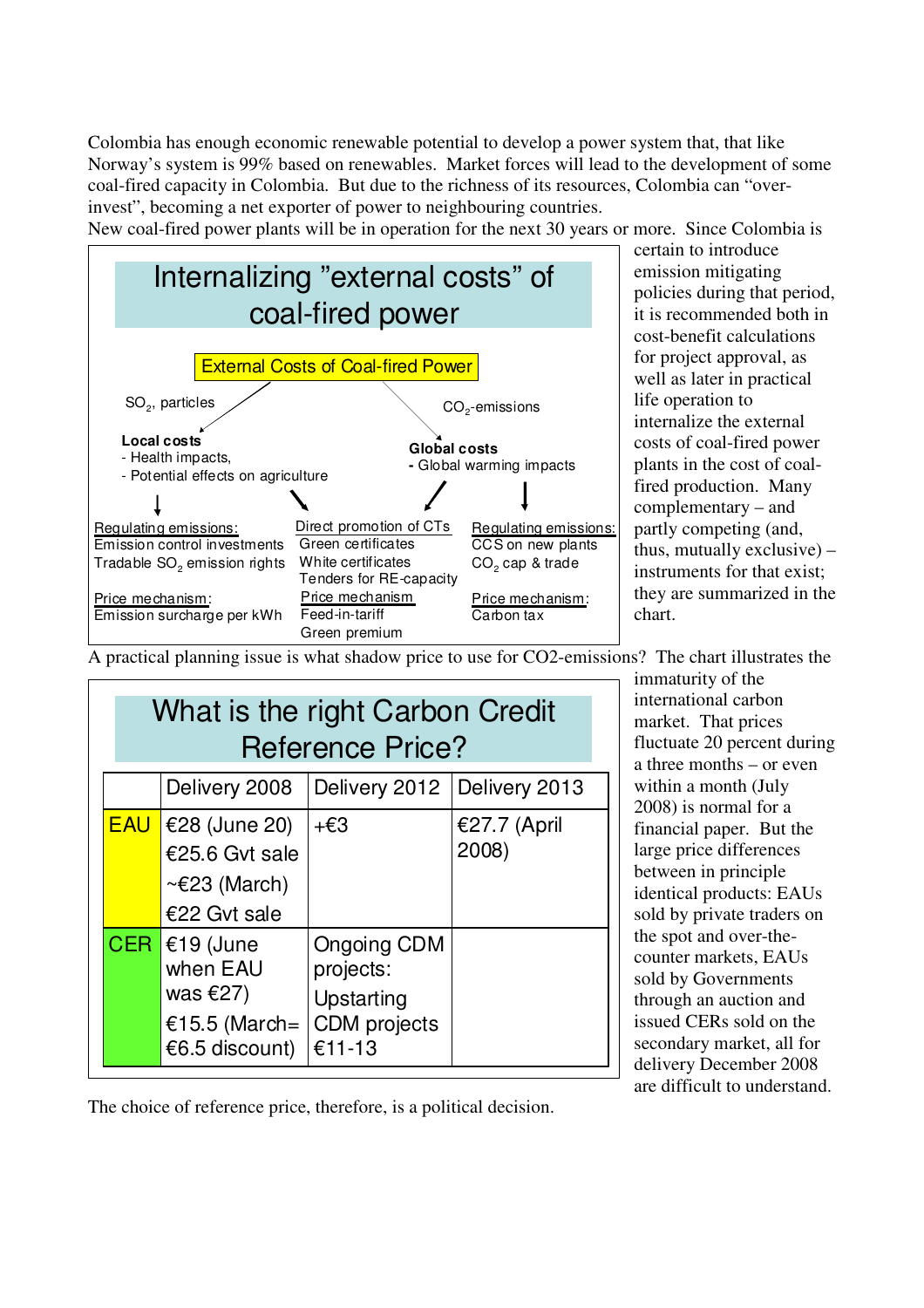Colombia has enough economic renewable potential to develop a power system that, that like Norway's system is 99% based on renewables. Market forces will lead to the development of some coal-fired capacity in Colombia. But due to the richness of its resources, Colombia can "over-invest", becoming a net exporter of power to neighbouring countries.

New coal-fired power plants will be in operation for the next 30 years or more. Since Colombia is certain to introduce emission mitigating policies during that period, it is recommended both in cost-benefit calculations for project approval, as well as later in practical life operation to internalize the external costs of coal-fired power plants in the cost of coal-fired production. Many complementary – and partly competing (and, thus, mutually exclusive) – instruments for that exist; they are summarized in the chart.

**Internalizing "external costs" of coal-fired power**

**External Costs of Coal-fired Power**

- $SO_2$, particles → **Local costs**
  - Health impacts,
  - Potential effects on agriculture
- $CO_2$-emissions → **Global costs**
  - Global warming impacts

| Regulating emissions: | Direct promotion of CTs | Regulating emissions: |
|---|---|---|
| Emission control investments | Green certificates | CCS on new plants |
| Tradable $SO_2$ emission rights | White certificates | $CO_2$ cap & trade |
| | Tenders for RE-capacity | |
| Price mechanism: | Price mechanism | Price mechanism: |
| Emission surcharge per kWh | Feed-in-tariff | Carbon tax |
| | Green premium | |

A practical planning issue is what shadow price to use for CO2-emissions? The chart illustrates the immaturity of the international carbon market. That prices fluctuate 20 percent during a three months – or even within a month (July 2008) is normal for a financial paper. But the large price differences between in principle identical products: EAUs sold by private traders on the spot and over-the-counter markets, EAUs sold by Governments through an auction and issued CERs sold on the secondary market, all for delivery December 2008 are difficult to understand.

**What is the right Carbon Credit Reference Price?**

| | Delivery 2008 | Delivery 2012 | Delivery 2013 |
|---|---|---|---|
| EAU | €28 (June 20) €25.6 Gvt sale ~€23 (March) €22 Gvt sale | +€3 | €27.7 (April 2008) |
| CER | €19 (June when EAU was €27) €15.5 (March= €6.5 discount) | Ongoing CDM projects: Upstarting CDM projects €11-13 | |

The choice of reference price, therefore, is a political decision.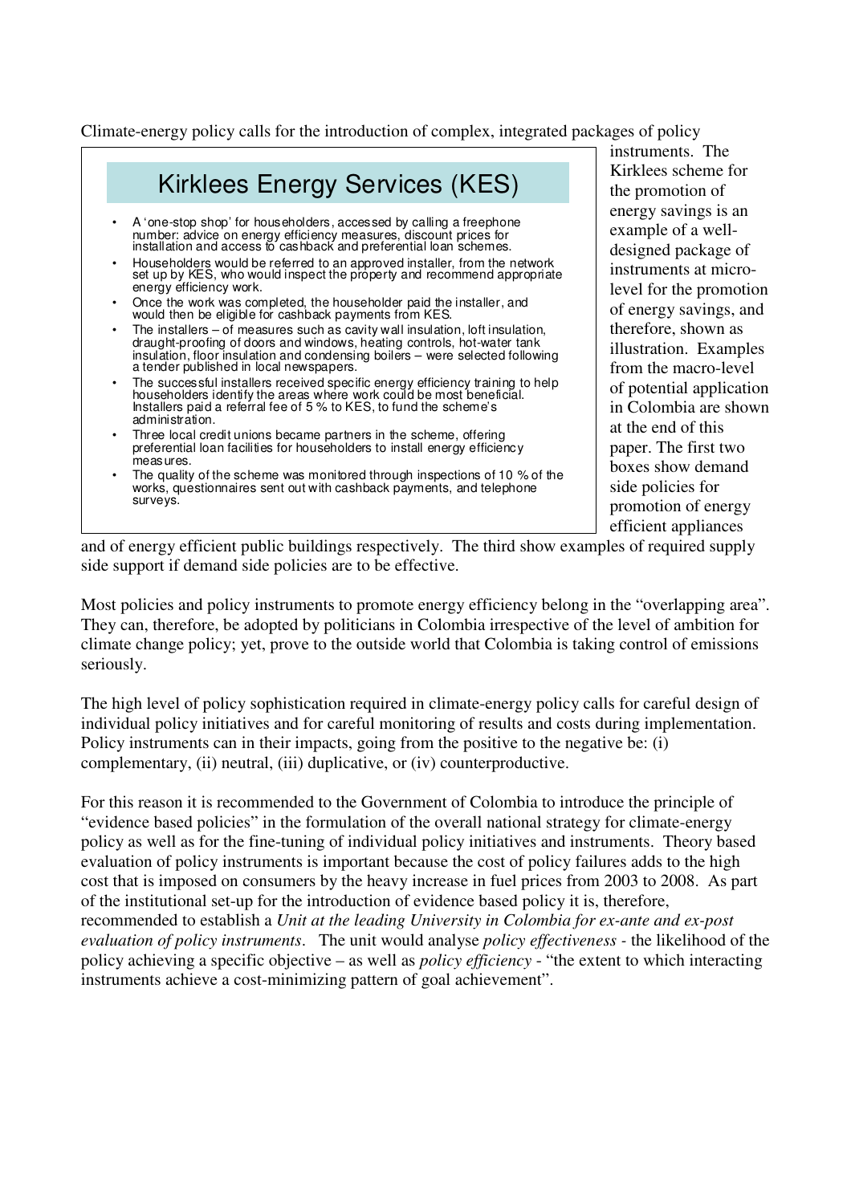Climate-energy policy calls for the introduction of complex, integrated packages of policy instruments. The Kirklees scheme for the promotion of energy savings is an example of a well-designed package of instruments at micro-level for the promotion of energy savings, and therefore, shown as illustration. Examples from the macro-level of potential application in Colombia are shown at the end of this paper. The first two boxes show demand side policies for promotion of energy efficient appliances and of energy efficient public buildings respectively. The third show examples of required supply side support if demand side policies are to be effective.

> ## Kirklees Energy Services (KES)
>
> - A 'one-stop shop' for householders, accessed by calling a freephone number: advice on energy efficiency measures, discount prices for installation and access to cashback and preferential loan schemes.
> - Householders would be referred to an approved installer, from the network set up by KES, who would inspect the property and recommend appropriate energy efficiency work.
> - Once the work was completed, the householder paid the installer, and would then be eligible for cashback payments from KES.
> - The installers – of measures such as cavity wall insulation, loft insulation, draught-proofing of doors and windows, heating controls, hot-water tank insulation, floor insulation and condensing boilers – were selected following a tender published in local newspapers.
> - The successful installers received specific energy efficiency training to help householders identify the areas where work could be most beneficial. Installers paid a referral fee of 5 % to KES, to fund the scheme's administration.
> - Three local credit unions became partners in the scheme, offering preferential loan facilities for householders to install energy efficiency measures.
> - The quality of the scheme was monitored through inspections of 10 % of the works, questionnaires sent out with cashback payments, and telephone surveys.

Most policies and policy instruments to promote energy efficiency belong in the "overlapping area". They can, therefore, be adopted by politicians in Colombia irrespective of the level of ambition for climate change policy; yet, prove to the outside world that Colombia is taking control of emissions seriously.

The high level of policy sophistication required in climate-energy policy calls for careful design of individual policy initiatives and for careful monitoring of results and costs during implementation. Policy instruments can in their impacts, going from the positive to the negative be: (i) complementary, (ii) neutral, (iii) duplicative, or (iv) counterproductive.

For this reason it is recommended to the Government of Colombia to introduce the principle of "evidence based policies" in the formulation of the overall national strategy for climate-energy policy as well as for the fine-tuning of individual policy initiatives and instruments. Theory based evaluation of policy instruments is important because the cost of policy failures adds to the high cost that is imposed on consumers by the heavy increase in fuel prices from 2003 to 2008. As part of the institutional set-up for the introduction of evidence based policy it is, therefore, recommended to establish a *Unit at the leading University in Colombia for ex-ante and ex-post evaluation of policy instruments*. The unit would analyse *policy effectiveness* - the likelihood of the policy achieving a specific objective – as well as *policy efficiency* - "the extent to which interacting instruments achieve a cost-minimizing pattern of goal achievement".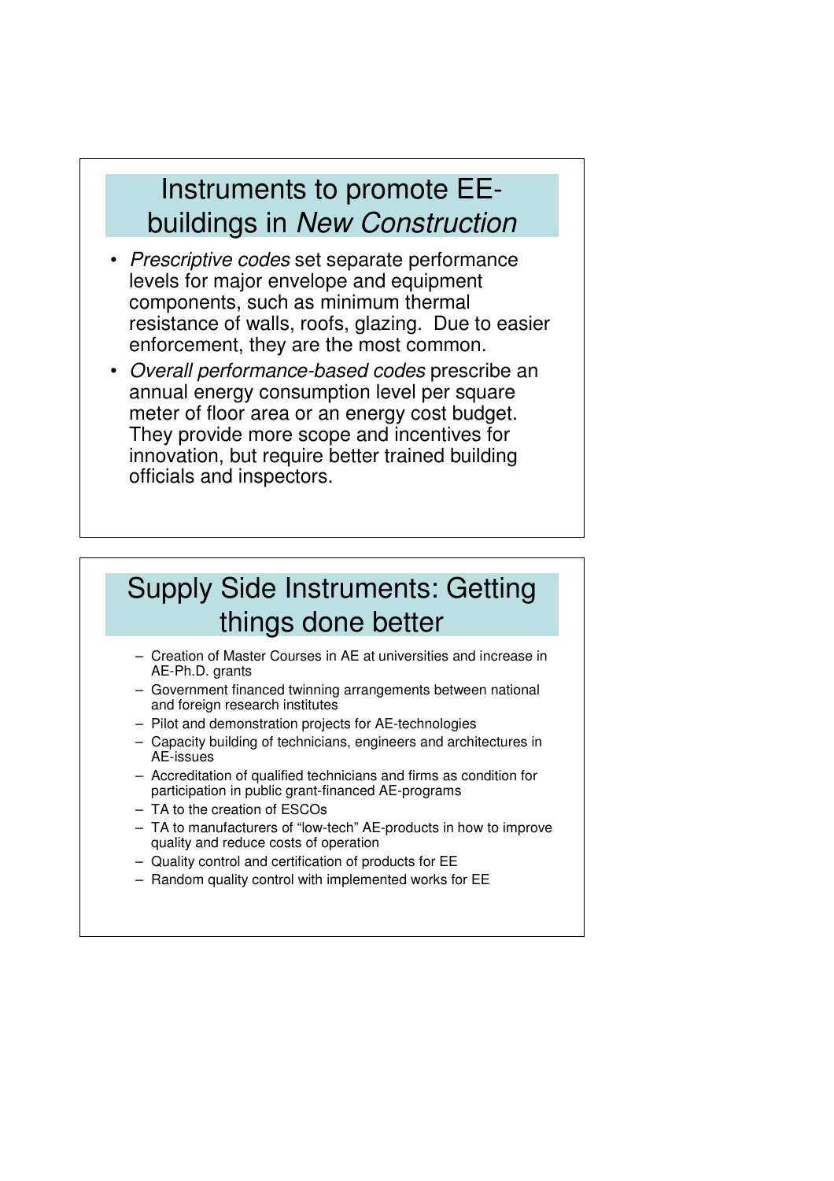## Instruments to promote EE-buildings in *New Construction*

- *Prescriptive codes* set separate performance levels for major envelope and equipment components, such as minimum thermal resistance of walls, roofs, glazing. Due to easier enforcement, they are the most common.
- *Overall performance-based codes* prescribe an annual energy consumption level per square meter of floor area or an energy cost budget. They provide more scope and incentives for innovation, but require better trained building officials and inspectors.

## Supply Side Instruments: Getting things done better

- Creation of Master Courses in AE at universities and increase in AE-Ph.D. grants
- Government financed twinning arrangements between national and foreign research institutes
- Pilot and demonstration projects for AE-technologies
- Capacity building of technicians, engineers and architectures in AE-issues
- Accreditation of qualified technicians and firms as condition for participation in public grant-financed AE-programs
- TA to the creation of ESCOs
- TA to manufacturers of "low-tech" AE-products in how to improve quality and reduce costs of operation
- Quality control and certification of products for EE
- Random quality control with implemented works for EE